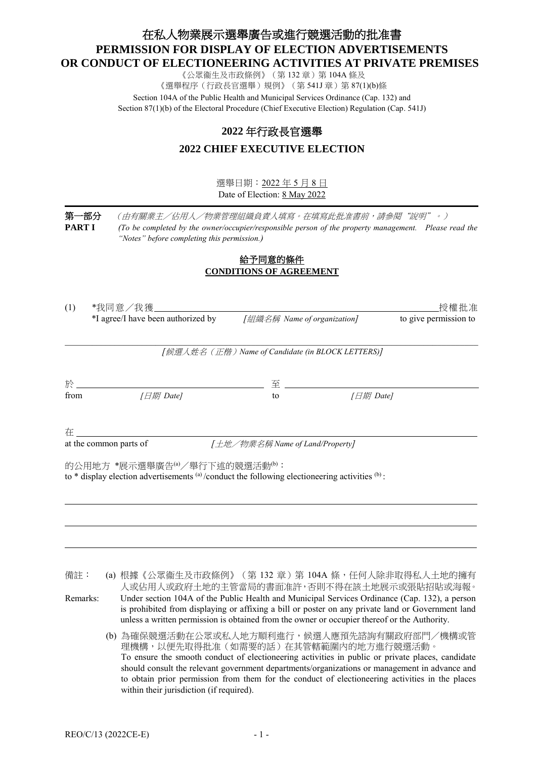# 在私人物業展示選舉廣告或進行競選活動的批准書
# PERMISSION FOR DISPLAY OF ELECTION ADVERTISEMENTS OR CONDUCT OF ELECTIONEERING ACTIVITIES AT PRIVATE PREMISES

《公眾衞生及市政條例》（第 132 章）第 104A 條及
《選舉程序（行政長官選舉）規例》（第 541J 章）第 87(1)(b)條
Section 104A of the Public Health and Municipal Services Ordinance (Cap. 132) and
Section 87(1)(b) of the Electoral Procedure (Chief Executive Election) Regulation (Cap. 541J)

## 2022 年行政長官選舉
## 2022 CHIEF EXECUTIVE ELECTION

選舉日期：2022 年 5 月 8 日
Date of Election: 8 May 2022

---

**第一部分** *（由有關業主／佔用人／物業管理組織負責人填寫。在填寫此批准書前，請參閱"說明"。）*
**PART I** *(To be completed by the owner/occupier/responsible person of the property management. Please read the "Notes" before completing this permission.)*

### 給予同意的條件
### CONDITIONS OF AGREEMENT

(1) \*我同意／我獲 ______________________________ 授權批准
\*I agree/I have been authorized by *[組織名稱 Name of organization]* to give permission to

______________________________________________
*[候選人姓名（正楷）Name of Candidate (in BLOCK LETTERS)]*

於 ______________________ 至 ______________________
from *[日期 Date]* to *[日期 Date]*

在 ______________________________________________
at the common parts of *[土地／物業名稱 Name of Land/Property]*

的公用地方 \*展示選舉廣告(a)／舉行下述的競選活動(b)：
to \* display election advertisements (a) /conduct the following electioneering activities (b) :

______________________________________________

______________________________________________

______________________________________________

備註： (a) 根據《公眾衞生及市政條例》（第 132 章）第 104A 條，任何人除非取得私人土地的擁有人或佔用人或政府土地的主管當局的書面准許，否則不得在該土地展示或張貼招貼或海報。

Remarks: Under section 104A of the Public Health and Municipal Services Ordinance (Cap. 132), a person is prohibited from displaying or affixing a bill or poster on any private land or Government land unless a written permission is obtained from the owner or occupier thereof or the Authority.

(b) 為確保競選活動在公眾或私人地方順利進行，候選人應預先諮詢有關政府部門／機構或管理機構，以便先取得批准（如需要的話）在其管轄範圍內的地方進行競選活動。
To ensure the smooth conduct of electioneering activities in public or private places, candidate should consult the relevant government departments/organizations or management in advance and to obtain prior permission from them for the conduct of electioneering activities in the places within their jurisdiction (if required).

REO/C/13 (2022CE-E)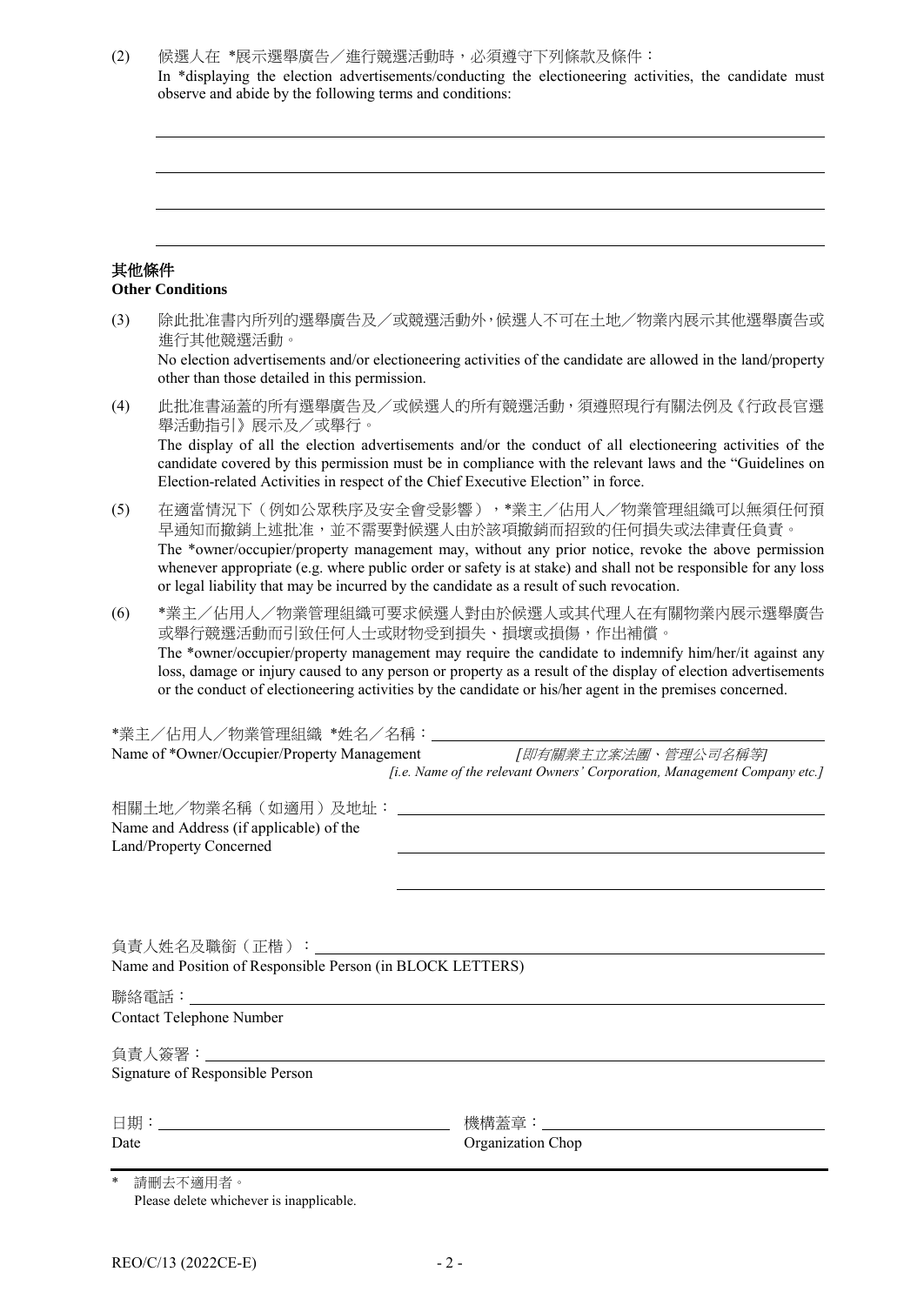(2) 候選人在 *展示選舉廣告／進行競選活動時，必須遵守下列條款及條件：
In *displaying the election advertisements/conducting the electioneering activities, the candidate must observe and abide by the following terms and conditions:

______________________________________________

______________________________________________

______________________________________________

______________________________________________

## 其他條件
## Other Conditions

(3) 除此批准書內所列的選舉廣告及／或競選活動外，候選人不可在土地／物業內展示其他選舉廣告或進行其他競選活動。
No election advertisements and/or electioneering activities of the candidate are allowed in the land/property other than those detailed in this permission.

(4) 此批准書涵蓋的所有選舉廣告及／或候選人的所有競選活動，須遵照現行有關法例及《行政長官選舉活動指引》展示及／或舉行。
The display of all the election advertisements and/or the conduct of all electioneering activities of the candidate covered by this permission must be in compliance with the relevant laws and the "Guidelines on Election-related Activities in respect of the Chief Executive Election" in force.

(5) 在適當情況下（例如公眾秩序及安全會受影響），*業主／佔用人／物業管理組織可以無須任何預早通知而撤銷上述批准，並不需要對候選人由於該項撤銷而招致的任何損失或法律責任負責。
The *owner/occupier/property management may, without any prior notice, revoke the above permission whenever appropriate (e.g. where public order or safety is at stake) and shall not be responsible for any loss or legal liability that may be incurred by the candidate as a result of such revocation.

(6) *業主／佔用人／物業管理組織可要求候選人對由於候選人或其代理人在有關物業內展示選舉廣告或舉行競選活動而引致任何人士或財物受到損失、損壞或損傷，作出補償。
The *owner/occupier/property management may require the candidate to indemnify him/her/it against any loss, damage or injury caused to any person or property as a result of the display of election advertisements or the conduct of electioneering activities by the candidate or his/her agent in the premises concerned.

*業主／佔用人／物業管理組織 *姓名／名稱：______________________________
Name of *Owner/Occupier/Property Management *[即有關業主立案法團、管理公司名稱等]*
*[i.e. Name of the relevant Owners' Corporation, Management Company etc.]*

相關土地／物業名稱（如適用）及地址：______________________________
Name and Address (if applicable) of the Land/Property Concerned
______________________________
______________________________

負責人姓名及職銜（正楷）：______________________________
Name and Position of Responsible Person (in BLOCK LETTERS)

聯絡電話：______________________________
Contact Telephone Number

負責人簽署：______________________________
Signature of Responsible Person

日期：______________________ 機構蓋章：______________________
Date Organization Chop

\* 請刪去不適用者。
Please delete whichever is inapplicable.

REO/C/13 (2022CE-E)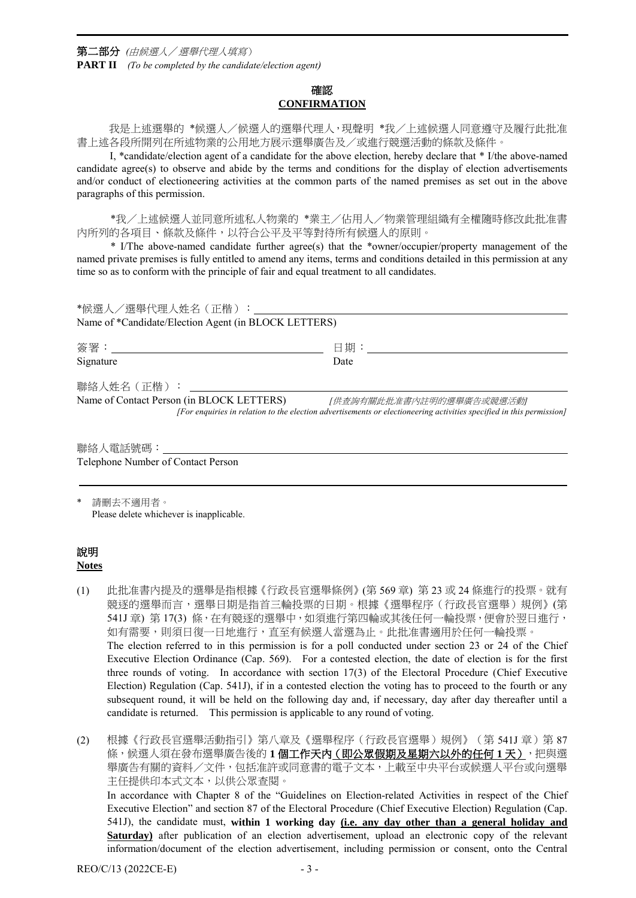**第二部分** *(由候選人／選舉代理人填寫)*

**PART II** *(To be completed by the candidate/election agent)*

## 確認
## CONFIRMATION

我是上述選舉的 *候選人／候選人的選舉代理人，現聲明 *我／上述候選人同意遵守及履行此批准書上述各段所開列在所述物業的公用地方展示選舉廣告及／或進行競選活動的條款及條件。

I, *candidate/election agent of a candidate for the above election, hereby declare that * I/the above-named candidate agree(s) to observe and abide by the terms and conditions for the display of election advertisements and/or conduct of electioneering activities at the common parts of the named premises as set out in the above paragraphs of this permission.

*我／上述候選人並同意所述私人物業的 *業主／佔用人／物業管理組織有全權隨時修改此批准書內所列的各項目、條款及條件，以符合公平及平等對待所有候選人的原則。

* I/The above-named candidate further agree(s) that the *owner/occupier/property management of the named private premises is fully entitled to amend any items, terms and conditions detailed in this permission at any time so as to conform with the principle of fair and equal treatment to all candidates.

*候選人／選舉代理人姓名（正楷）：\_\_\_\_\_\_\_\_\_\_\_\_\_\_\_\_\_\_\_\_\_\_\_\_\_\_\_\_\_\_\_\_
Name of *Candidate/Election Agent (in BLOCK LETTERS)

簽署：\_\_\_\_\_\_\_\_\_\_\_\_\_\_\_\_\_\_\_\_ 日期：\_\_\_\_\_\_\_\_\_\_\_\_\_\_\_\_\_\_\_\_
Signature Date

聯絡人姓名（正楷）：\_\_\_\_\_\_\_\_\_\_\_\_\_\_\_\_\_\_\_\_\_\_\_\_\_\_\_\_\_\_\_\_
Name of Contact Person (in BLOCK LETTERS) *[供查詢有關此批准書內註明的選舉廣告或競選活動]*
*[For enquiries in relation to the election advertisements or electioneering activities specified in this permission]*

聯絡人電話號碼：\_\_\_\_\_\_\_\_\_\_\_\_\_\_\_\_\_\_\_\_\_\_\_\_\_\_\_\_\_\_\_\_
Telephone Number of Contact Person

\* 請刪去不適用者。
Please delete whichever is inapplicable.

## 說明
## Notes

(1) 此批准書內提及的選舉是指根據《行政長官選舉條例》(第 569 章) 第 23 或 24 條進行的投票。就有競逐的選舉而言，選舉日期是指首三輪投票的日期。根據《選舉程序（行政長官選舉）規例》(第 541J 章) 第 17(3) 條，在有競逐的選舉中，如須進行第四輪或其後任何一輪投票，便會於翌日進行，如有需要，則須日復一日地進行，直至有候選人當選為止。此批准書適用於任何一輪投票。
The election referred to in this permission is for a poll conducted under section 23 or 24 of the Chief Executive Election Ordinance (Cap. 569). For a contested election, the date of election is for the first three rounds of voting. In accordance with section 17(3) of the Electoral Procedure (Chief Executive Election) Regulation (Cap. 541J), if in a contested election the voting has to proceed to the fourth or any subsequent round, it will be held on the following day and, if necessary, day after day thereafter until a candidate is returned. This permission is applicable to any round of voting.

(2) 根據《行政長官選舉活動指引》第八章及《選舉程序（行政長官選舉）規例》（第 541J 章）第 87 條，候選人須在發布選舉廣告後的 **1 個工作天內<u>（即公眾假期及星期六以外的任何 1 天）</u>**，把與選舉廣告有關的資料／文件，包括准許或同意書的電子文本，上載至中央平台或候選人平台或向選舉主任提供印本式文本，以供公眾查閱。
In accordance with Chapter 8 of the "Guidelines on Election-related Activities in respect of the Chief Executive Election" and section 87 of the Electoral Procedure (Chief Executive Election) Regulation (Cap. 541J), the candidate must, **within 1 working day <u>(i.e. any day other than a general holiday and Saturday)</u>** after publication of an election advertisement, upload an electronic copy of the relevant information/document of the election advertisement, including permission or consent, onto the Central

REO/C/13 (2022CE-E)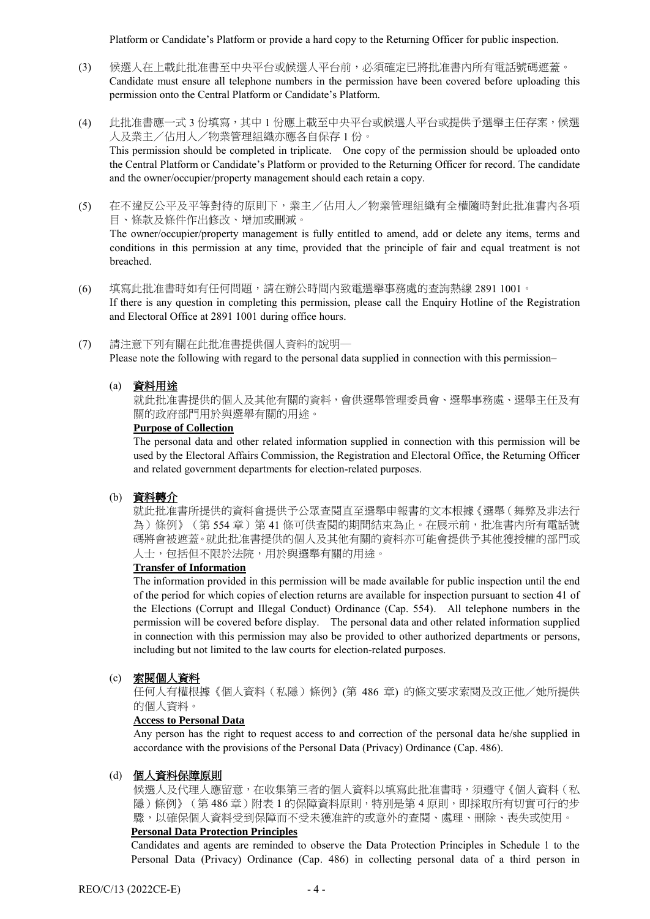Platform or Candidate's Platform or provide a hard copy to the Returning Officer for public inspection.

(3) 候選人在上載此批准書至中央平台或候選人平台前，必須確定已將批准書內所有電話號碼遮蓋。
Candidate must ensure all telephone numbers in the permission have been covered before uploading this permission onto the Central Platform or Candidate's Platform.

(4) 此批准書應一式 3 份填寫，其中 1 份應上載至中央平台或候選人平台或提供予選舉主任存案，候選人及業主／佔用人／物業管理組織亦應各自保存 1 份。
This permission should be completed in triplicate. One copy of the permission should be uploaded onto the Central Platform or Candidate's Platform or provided to the Returning Officer for record. The candidate and the owner/occupier/property management should each retain a copy.

(5) 在不違反公平及平等對待的原則下，業主／佔用人／物業管理組織有全權隨時對此批准書內各項目、條款及條件作出修改、增加或刪減。
The owner/occupier/property management is fully entitled to amend, add or delete any items, terms and conditions in this permission at any time, provided that the principle of fair and equal treatment is not breached.

(6) 填寫此批准書時如有任何問題，請在辦公時間內致電選舉事務處的查詢熱線 2891 1001。
If there is any question in completing this permission, please call the Enquiry Hotline of the Registration and Electoral Office at 2891 1001 during office hours.

(7) 請注意下列有關在此批准書提供個人資料的說明—
Please note the following with regard to the personal data supplied in connection with this permission–

(a) **資料用途**

就此批准書提供的個人及其他有關的資料，會供選舉管理委員會、選舉事務處、選舉主任及有關的政府部門用於與選舉有關的用途。

**Purpose of Collection**

The personal data and other related information supplied in connection with this permission will be used by the Electoral Affairs Commission, the Registration and Electoral Office, the Returning Officer and related government departments for election-related purposes.

(b) **資料轉介**

就此批准書所提供的資料會提供予公眾查閱直至選舉申報書的文本根據《選舉（舞弊及非法行為）條例》（第 554 章）第 41 條可供查閱的期間結束為止。在展示前，批准書內所有電話號碼將會被遮蓋。就此批准書提供的個人及其他有關的資料亦可能會提供予其他獲授權的部門或人士，包括但不限於法院，用於與選舉有關的用途。

**Transfer of Information**

The information provided in this permission will be made available for public inspection until the end of the period for which copies of election returns are available for inspection pursuant to section 41 of the Elections (Corrupt and Illegal Conduct) Ordinance (Cap. 554). All telephone numbers in the permission will be covered before display. The personal data and other related information supplied in connection with this permission may also be provided to other authorized departments or persons, including but not limited to the law courts for election-related purposes.

(c) **索閱個人資料**

任何人有權根據《個人資料（私隱）條例》(第 486 章) 的條文要求索閱及改正他／她所提供的個人資料。

**Access to Personal Data**

Any person has the right to request access to and correction of the personal data he/she supplied in accordance with the provisions of the Personal Data (Privacy) Ordinance (Cap. 486).

(d) **個人資料保障原則**

候選人及代理人應留意，在收集第三者的個人資料以填寫此批准書時，須遵守《個人資料（私隱）條例》（第 486 章）附表 1 的保障資料原則，特別是第 4 原則，即採取所有切實可行的步驟，以確保個人資料受到保障而不受未獲准許的或意外的查閱、處理、刪除、喪失或使用。

**Personal Data Protection Principles**

Candidates and agents are reminded to observe the Data Protection Principles in Schedule 1 to the Personal Data (Privacy) Ordinance (Cap. 486) in collecting personal data of a third person in

REO/C/13 (2022CE-E)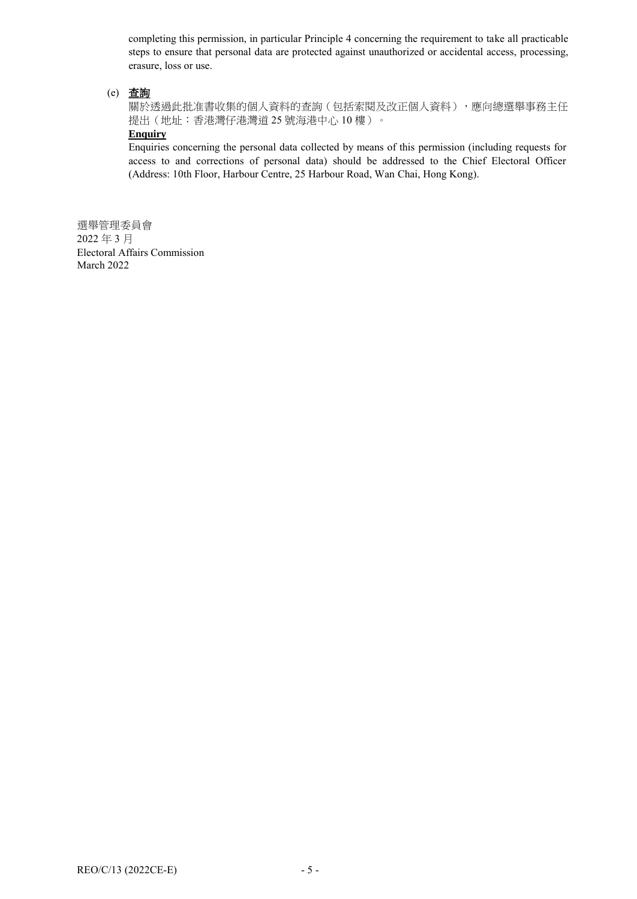completing this permission, in particular Principle 4 concerning the requirement to take all practicable steps to ensure that personal data are protected against unauthorized or accidental access, processing, erasure, loss or use.

(e) **查詢**

關於透過此批准書收集的個人資料的查詢（包括索閱及改正個人資料），應向總選舉事務主任提出（地址：香港灣仔港灣道 25 號海港中心 10 樓）。

**Enquiry**

Enquiries concerning the personal data collected by means of this permission (including requests for access to and corrections of personal data) should be addressed to the Chief Electoral Officer (Address: 10th Floor, Harbour Centre, 25 Harbour Road, Wan Chai, Hong Kong).

選舉管理委員會
2022 年 3 月
Electoral Affairs Commission
March 2022

REO/C/13 (2022CE-E)